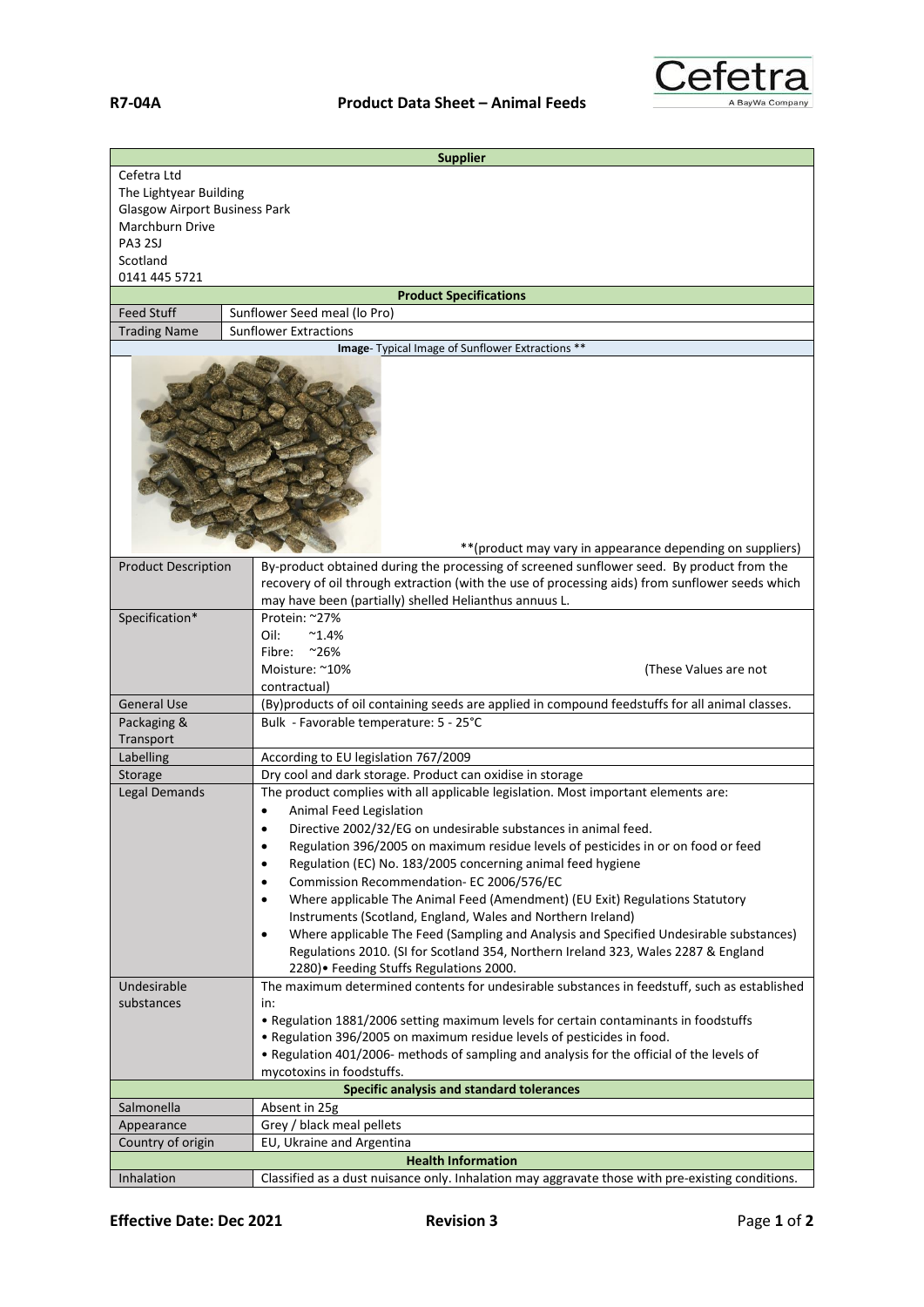**R7-04A** **Product Data Sheet – Animal Feeds**

Cefetra
A BayWa Company

| **Supplier** | |
|---|---|
| Cefetra Ltd<br>The Lightyear Building<br>Glasgow Airport Business Park<br>Marchburn Drive<br>PA3 2SJ<br>Scotland<br>0141 445 5721 | |
| **Product Specifications** | |
| Feed Stuff | Sunflower Seed meal (lo Pro) |
| Trading Name | Sunflower Extractions |
| **Image**- Typical Image of Sunflower Extractions ** | |
| **(product may vary in appearance depending on suppliers) | |
| Product Description | By-product obtained during the processing of screened sunflower seed. By product from the recovery of oil through extraction (with the use of processing aids) from sunflower seeds which may have been (partially) shelled Helianthus annuus L. |
| Specification* | Protein: ~27%<br>Oil: ~1.4%<br>Fibre: ~26%<br>Moisture: ~10% (These Values are not contractual) |
| General Use | (By)products of oil containing seeds are applied in compound feedstuffs for all animal classes. |
| Packaging & Transport | Bulk - Favorable temperature: 5 - 25°C |
| Labelling | According to EU legislation 767/2009 |
| Storage | Dry cool and dark storage. Product can oxidise in storage |
| Legal Demands | The product complies with all applicable legislation. Most important elements are:<br>• Animal Feed Legislation<br>• Directive 2002/32/EG on undesirable substances in animal feed.<br>• Regulation 396/2005 on maximum residue levels of pesticides in or on food or feed<br>• Regulation (EC) No. 183/2005 concerning animal feed hygiene<br>• Commission Recommendation- EC 2006/576/EC<br>• Where applicable The Animal Feed (Amendment) (EU Exit) Regulations Statutory Instruments (Scotland, England, Wales and Northern Ireland)<br>• Where applicable The Feed (Sampling and Analysis and Specified Undesirable substances) Regulations 2010. (SI for Scotland 354, Northern Ireland 323, Wales 2287 & England 2280)• Feeding Stuffs Regulations 2000. |
| Undesirable substances | The maximum determined contents for undesirable substances in feedstuff, such as established in:<br>• Regulation 1881/2006 setting maximum levels for certain contaminants in foodstuffs<br>• Regulation 396/2005 on maximum residue levels of pesticides in food.<br>• Regulation 401/2006- methods of sampling and analysis for the official of the levels of mycotoxins in foodstuffs. |
| **Specific analysis and standard tolerances** | |
| Salmonella | Absent in 25g |
| Appearance | Grey / black meal pellets |
| Country of origin | EU, Ukraine and Argentina |
| **Health Information** | |
| Inhalation | Classified as a dust nuisance only. Inhalation may aggravate those with pre-existing conditions. |

**Effective Date: Dec 2021** **Revision 3**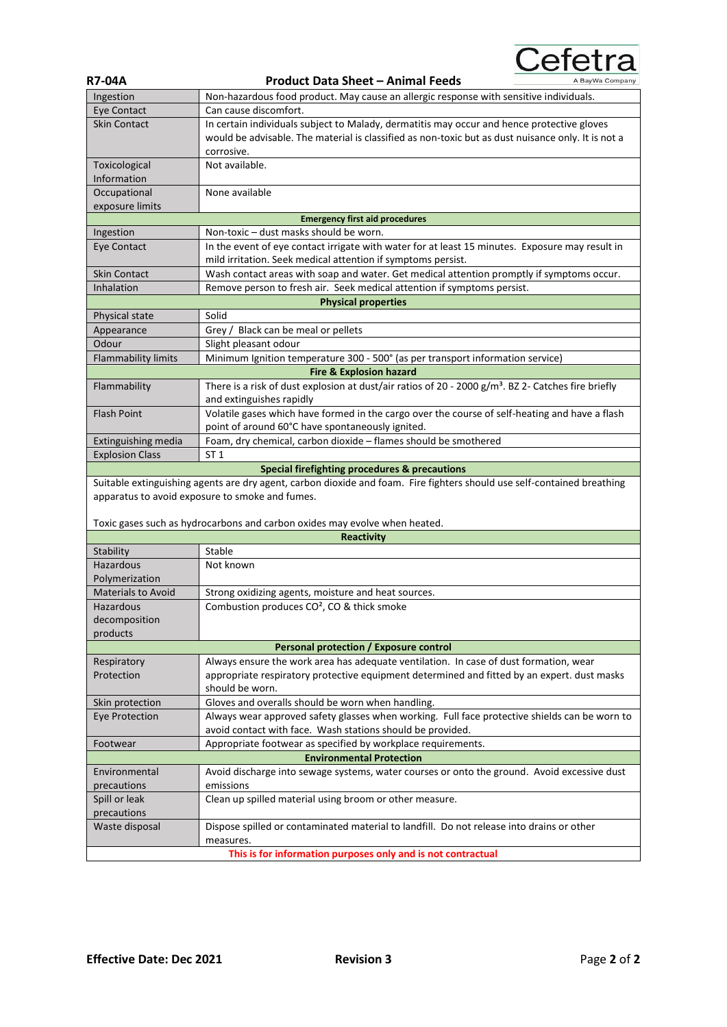| | |
|---|---|
| Ingestion | Non-hazardous food product. May cause an allergic response with sensitive individuals. |
| Eye Contact | Can cause discomfort. |
| Skin Contact | In certain individuals subject to Malady, dermatitis may occur and hence protective gloves would be advisable. The material is classified as non-toxic but as dust nuisance only. It is not a corrosive. |
| Toxicological Information | Not available. |
| Occupational exposure limits | None available |
| **Emergency first aid procedures** | |
| Ingestion | Non-toxic – dust masks should be worn. |
| Eye Contact | In the event of eye contact irrigate with water for at least 15 minutes. Exposure may result in mild irritation. Seek medical attention if symptoms persist. |
| Skin Contact | Wash contact areas with soap and water. Get medical attention promptly if symptoms occur. |
| Inhalation | Remove person to fresh air. Seek medical attention if symptoms persist. |
| **Physical properties** | |
| Physical state | Solid |
| Appearance | Grey / Black can be meal or pellets |
| Odour | Slight pleasant odour |
| Flammability limits | Minimum Ignition temperature 300 - 500° (as per transport information service) |
| **Fire & Explosion hazard** | |
| Flammability | There is a risk of dust explosion at dust/air ratios of 20 - 2000 g/m³. BZ 2- Catches fire briefly and extinguishes rapidly |
| Flash Point | Volatile gases which have formed in the cargo over the course of self-heating and have a flash point of around 60°C have spontaneously ignited. |
| Extinguishing media | Foam, dry chemical, carbon dioxide – flames should be smothered |
| Explosion Class | ST 1 |

**Special firefighting procedures & precautions**

Suitable extinguishing agents are dry agent, carbon dioxide and foam. Fire fighters should use self-contained breathing apparatus to avoid exposure to smoke and fumes.

Toxic gases such as hydrocarbons and carbon oxides may evolve when heated.

| | |
|---|---|
| **Reactivity** | |
| Stability | Stable |
| Hazardous Polymerization | Not known |
| Materials to Avoid | Strong oxidizing agents, moisture and heat sources. |
| Hazardous decomposition products | Combustion produces $CO^2$, CO & thick smoke |
| **Personal protection / Exposure control** | |
| Respiratory Protection | Always ensure the work area has adequate ventilation. In case of dust formation, wear appropriate respiratory protective equipment determined and fitted by an expert. dust masks should be worn. |
| Skin protection | Gloves and overalls should be worn when handling. |
| Eye Protection | Always wear approved safety glasses when working. Full face protective shields can be worn to avoid contact with face. Wash stations should be provided. |
| Footwear | Appropriate footwear as specified by workplace requirements. |
| **Environmental Protection** | |
| Environmental precautions | Avoid discharge into sewage systems, water courses or onto the ground. Avoid excessive dust emissions |
| Spill or leak precautions | Clean up spilled material using broom or other measure. |
| Waste disposal | Dispose spilled or contaminated material to landfill. Do not release into drains or other measures. |

**This is for information purposes only and is not contractual**

**Effective Date: Dec 2021** **Revision 3**